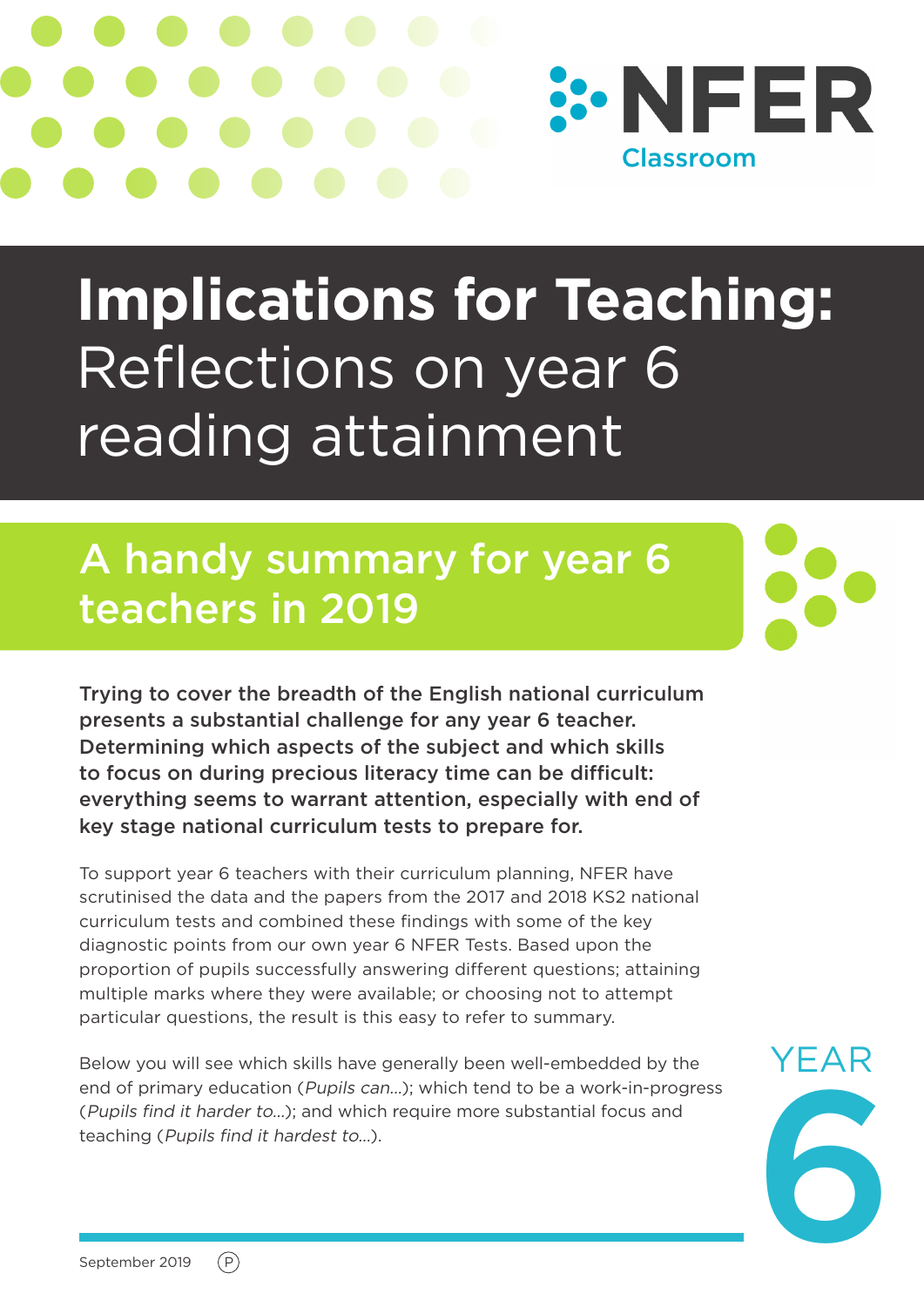NFER Classroom

# Implications for Teaching: Reflections on year 6 reading attainment

## A handy summary for year 6 teachers in 2019

**Trying to cover the breadth of the English national curriculum presents a substantial challenge for any year 6 teacher. Determining which aspects of the subject and which skills to focus on during precious literacy time can be difficult: everything seems to warrant attention, especially with end of key stage national curriculum tests to prepare for.**

To support year 6 teachers with their curriculum planning, NFER have scrutinised the data and the papers from the 2017 and 2018 KS2 national curriculum tests and combined these findings with some of the key diagnostic points from our own year 6 NFER Tests. Based upon the proportion of pupils successfully answering different questions; attaining multiple marks where they were available; or choosing not to attempt particular questions, the result is this easy to refer to summary.

Below you will see which skills have generally been well-embedded by the end of primary education (*Pupils can...*); which tend to be a work-in-progress (*Pupils find it harder to...*); and which require more substantial focus and teaching (*Pupils find it hardest to...*).

YEAR 6

September 2019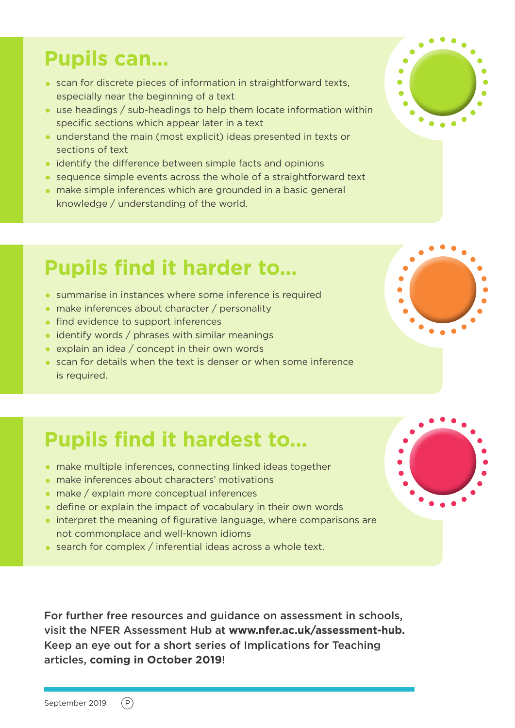## Pupils can...

- scan for discrete pieces of information in straightforward texts, especially near the beginning of a text
- use headings / sub-headings to help them locate information within specific sections which appear later in a text
- understand the main (most explicit) ideas presented in texts or sections of text
- identify the difference between simple facts and opinions
- sequence simple events across the whole of a straightforward text
- make simple inferences which are grounded in a basic general knowledge / understanding of the world.

## Pupils find it harder to...

- summarise in instances where some inference is required
- make inferences about character / personality
- find evidence to support inferences
- identify words / phrases with similar meanings
- explain an idea / concept in their own words
- scan for details when the text is denser or when some inference is required.

## Pupils find it hardest to...

- make multiple inferences, connecting linked ideas together
- make inferences about characters' motivations
- make / explain more conceptual inferences
- define or explain the impact of vocabulary in their own words
- interpret the meaning of figurative language, where comparisons are not commonplace and well-known idioms
- search for complex / inferential ideas across a whole text.

For further free resources and guidance on assessment in schools, visit the NFER Assessment Hub at **www.nfer.ac.uk/assessment-hub.** Keep an eye out for a short series of Implications for Teaching articles, **coming in October 2019**!

September 2019 (P)